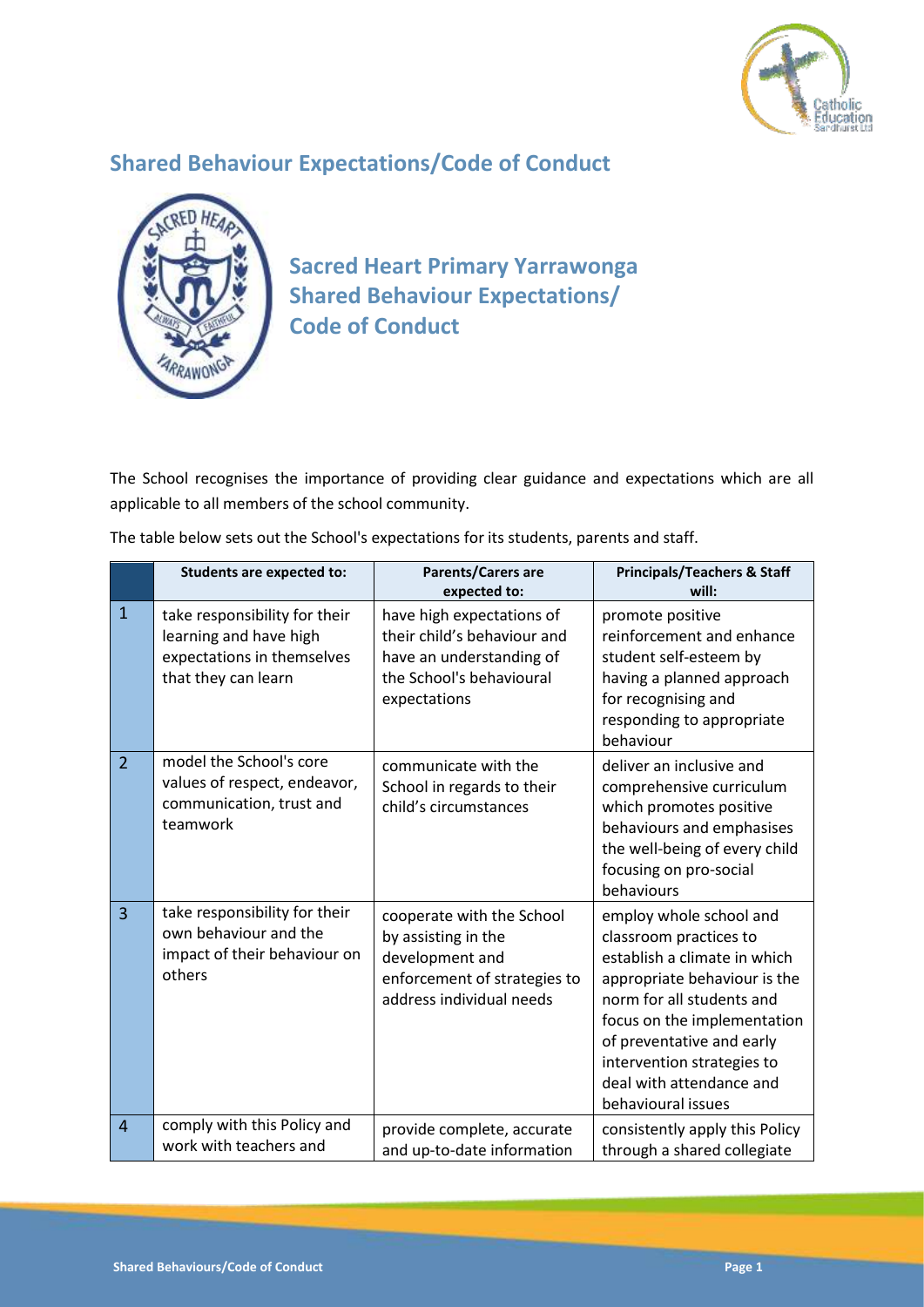## Shared Behaviour Expectations/Code of Conduct

## Sacred Heart Primary Yarrawonga Shared Behaviour Expectations/ Code of Conduct

The School recognises the importance of providing clear guidance and expectations which are all applicable to all members of the school community.

The table below sets out the School's expectations for its students, parents and staff.

| | Students are expected to: | Parents/Carers are expected to: | Principals/Teachers & Staff will: |
|---|---|---|---|
| 1 | take responsibility for their learning and have high expectations in themselves that they can learn | have high expectations of their child's behaviour and have an understanding of the School's behavioural expectations | promote positive reinforcement and enhance student self-esteem by having a planned approach for recognising and responding to appropriate behaviour |
| 2 | model the School's core values of respect, endeavor, communication, trust and teamwork | communicate with the School in regards to their child's circumstances | deliver an inclusive and comprehensive curriculum which promotes positive behaviours and emphasises the well-being of every child focusing on pro-social behaviours |
| 3 | take responsibility for their own behaviour and the impact of their behaviour on others | cooperate with the School by assisting in the development and enforcement of strategies to address individual needs | employ whole school and classroom practices to establish a climate in which appropriate behaviour is the norm for all students and focus on the implementation of preventative and early intervention strategies to deal with attendance and behavioural issues |
| 4 | comply with this Policy and work with teachers and | provide complete, accurate and up-to-date information | consistently apply this Policy through a shared collegiate |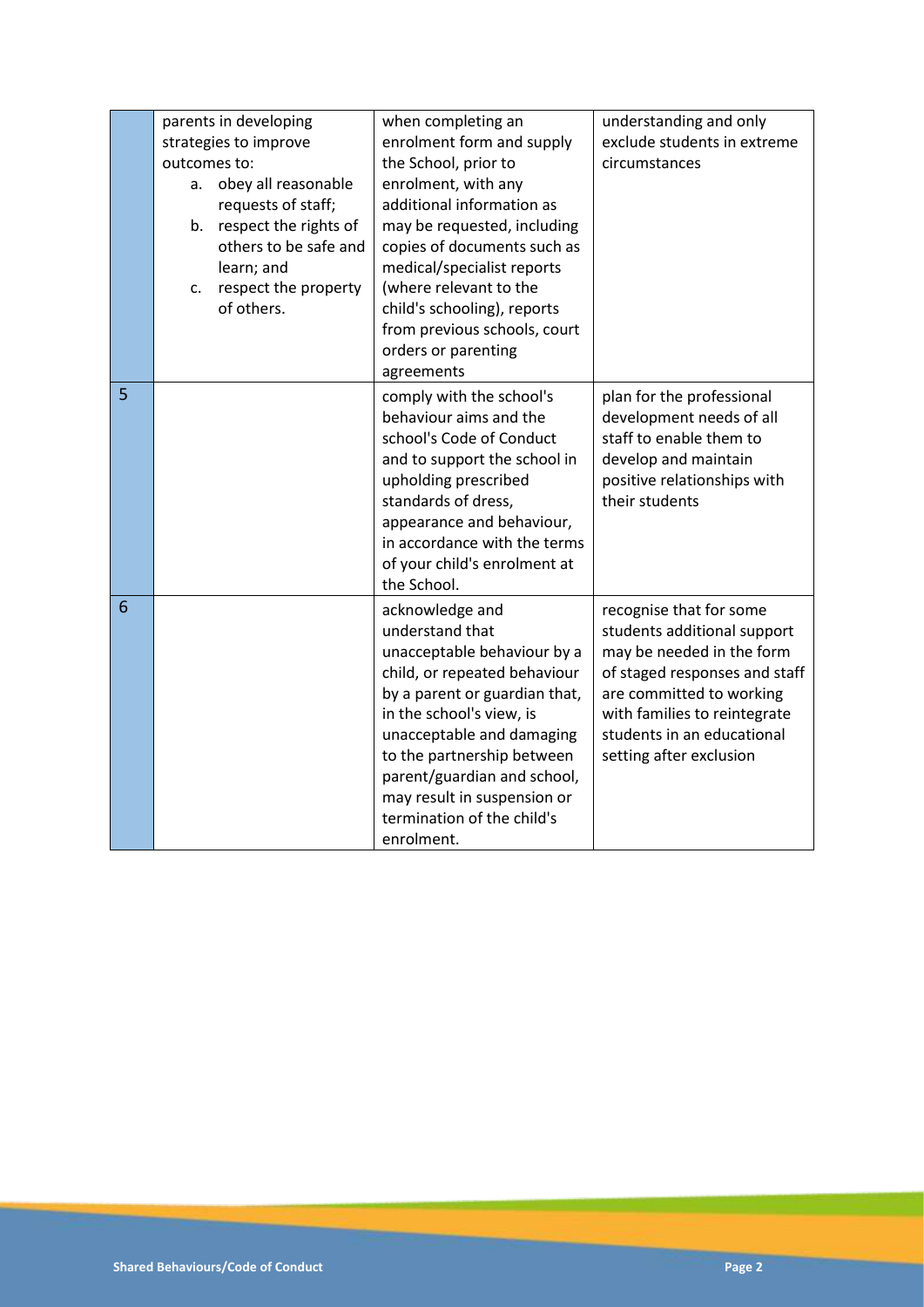| | | | |
|---|---|---|---|
| | parents in developing strategies to improve outcomes to:<br>a. obey all reasonable requests of staff;<br>b. respect the rights of others to be safe and learn; and<br>c. respect the property of others. | when completing an enrolment form and supply the School, prior to enrolment, with any additional information as may be requested, including copies of documents such as medical/specialist reports (where relevant to the child's schooling), reports from previous schools, court orders or parenting agreements | understanding and only exclude students in extreme circumstances |
| 5 | | comply with the school's behaviour aims and the school's Code of Conduct and to support the school in upholding prescribed standards of dress, appearance and behaviour, in accordance with the terms of your child's enrolment at the School. | plan for the professional development needs of all staff to enable them to develop and maintain positive relationships with their students |
| 6 | | acknowledge and understand that unacceptable behaviour by a child, or repeated behaviour by a parent or guardian that, in the school's view, is unacceptable and damaging to the partnership between parent/guardian and school, may result in suspension or termination of the child's enrolment. | recognise that for some students additional support may be needed in the form of staged responses and staff are committed to working with families to reintegrate students in an educational setting after exclusion |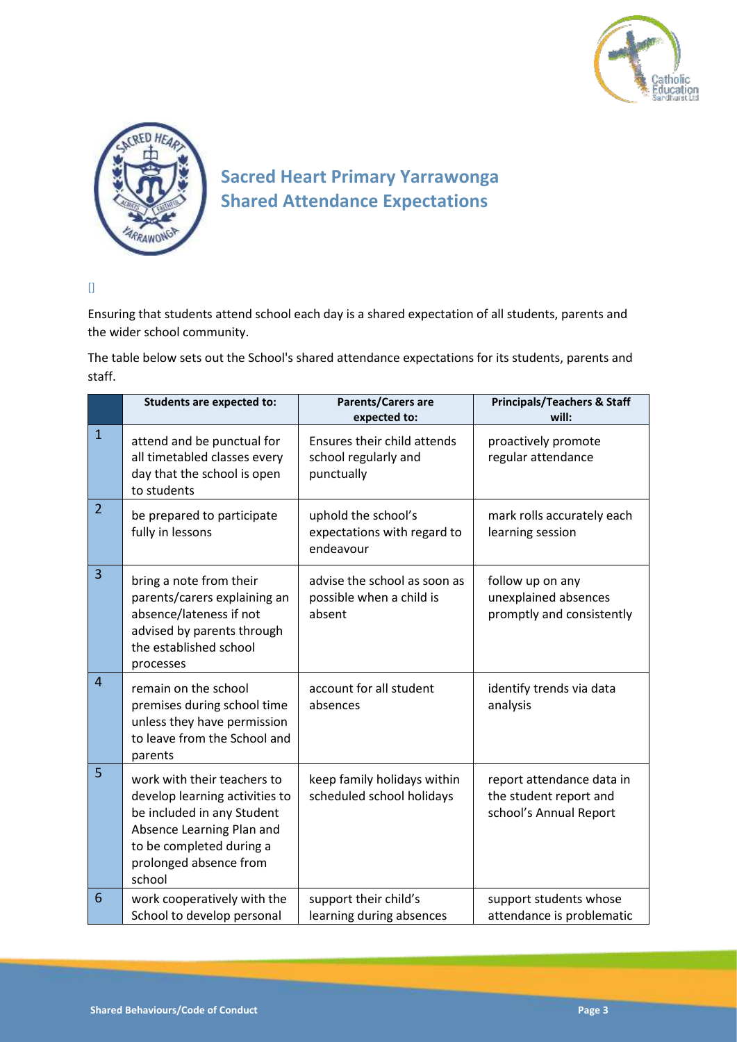# Sacred Heart Primary Yarrawonga
# Shared Attendance Expectations

[]

Ensuring that students attend school each day is a shared expectation of all students, parents and the wider school community.

The table below sets out the School's shared attendance expectations for its students, parents and staff.

| | Students are expected to: | Parents/Carers are expected to: | Principals/Teachers & Staff will: |
|---|---|---|---|
| 1 | attend and be punctual for all timetabled classes every day that the school is open to students | Ensures their child attends school regularly and punctually | proactively promote regular attendance |
| 2 | be prepared to participate fully in lessons | uphold the school's expectations with regard to endeavour | mark rolls accurately each learning session |
| 3 | bring a note from their parents/carers explaining an absence/lateness if not advised by parents through the established school processes | advise the school as soon as possible when a child is absent | follow up on any unexplained absences promptly and consistently |
| 4 | remain on the school premises during school time unless they have permission to leave from the School and parents | account for all student absences | identify trends via data analysis |
| 5 | work with their teachers to develop learning activities to be included in any Student Absence Learning Plan and to be completed during a prolonged absence from school | keep family holidays within scheduled school holidays | report attendance data in the student report and school's Annual Report |
| 6 | work cooperatively with the School to develop personal | support their child's learning during absences | support students whose attendance is problematic |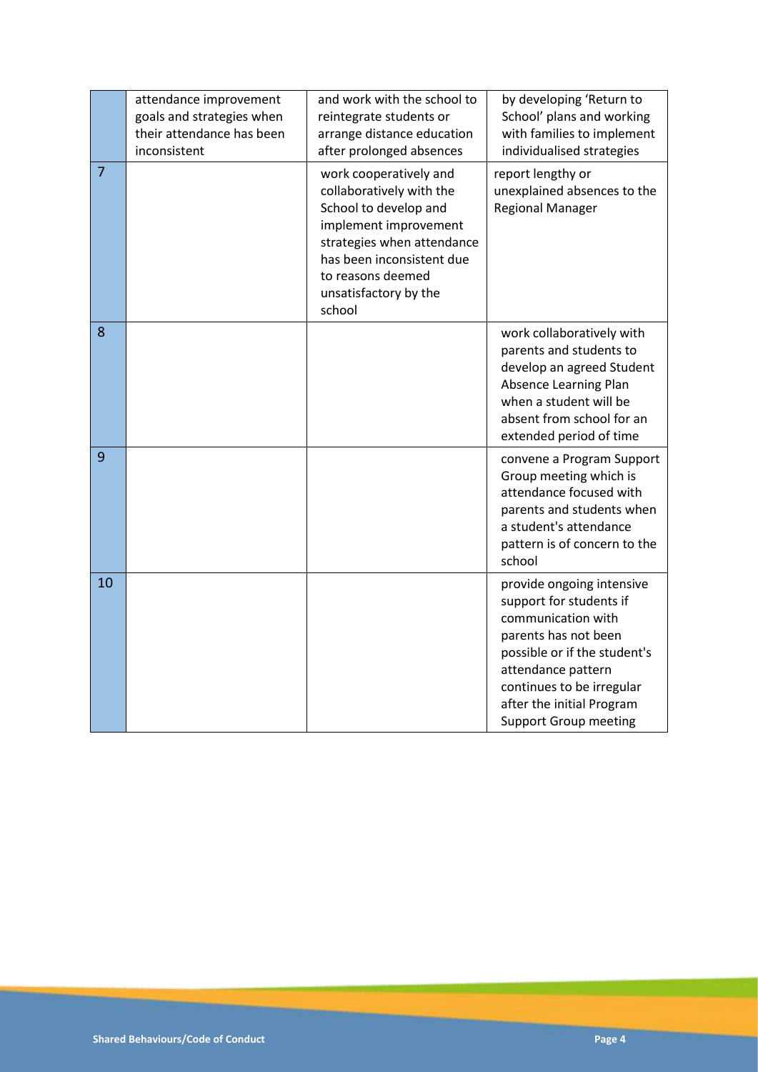| | | | |
|---|---|---|---|
| | attendance improvement goals and strategies when their attendance has been inconsistent | and work with the school to reintegrate students or arrange distance education after prolonged absences | by developing 'Return to School' plans and working with families to implement individualised strategies |
| 7 | | work cooperatively and collaboratively with the School to develop and implement improvement strategies when attendance has been inconsistent due to reasons deemed unsatisfactory by the school | report lengthy or unexplained absences to the Regional Manager |
| 8 | | | work collaboratively with parents and students to develop an agreed Student Absence Learning Plan when a student will be absent from school for an extended period of time |
| 9 | | | convene a Program Support Group meeting which is attendance focused with parents and students when a student's attendance pattern is of concern to the school |
| 10 | | | provide ongoing intensive support for students if communication with parents has not been possible or if the student's attendance pattern continues to be irregular after the initial Program Support Group meeting |